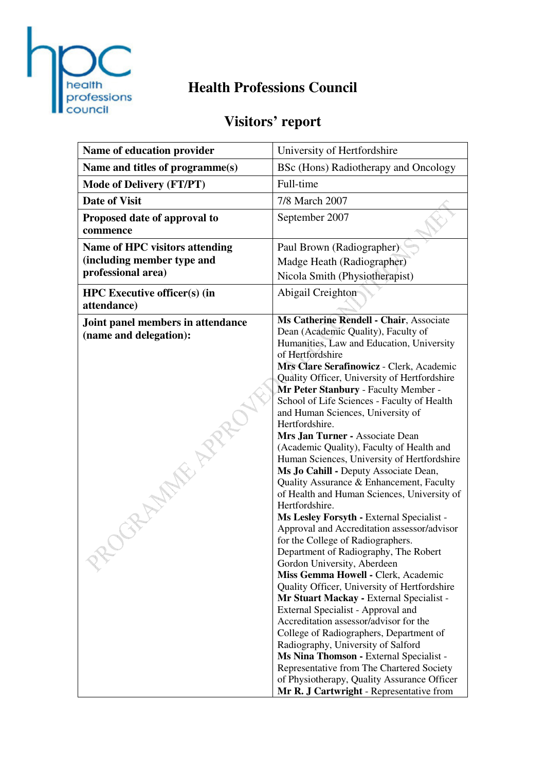# Health Professions Council

## Visitors' report

| Name of education provider | University of Hertfordshire |
|---|---|
| **Name and titles of programme(s)** | BSc (Hons) Radiotherapy and Oncology |
| **Mode of Delivery (FT/PT)** | Full-time |
| **Date of Visit** | 7/8 March 2007 |
| **Proposed date of approval to commence** | September 2007 |
| **Name of HPC visitors attending (including member type and professional area)** | Paul Brown (Radiographer)<br>Madge Heath (Radiographer)<br>Nicola Smith (Physiotherapist) |
| **HPC Executive officer(s) (in attendance)** | Abigail Creighton |
| **Joint panel members in attendance (name and delegation):** | **Ms Catherine Rendell - Chair**, Associate Dean (Academic Quality), Faculty of Humanities, Law and Education, University of Hertfordshire<br>**Mrs Clare Serafinowicz** - Clerk, Academic Quality Officer, University of Hertfordshire<br>**Mr Peter Stanbury** - Faculty Member - School of Life Sciences - Faculty of Health and Human Sciences, University of Hertfordshire.<br>**Mrs Jan Turner -** Associate Dean (Academic Quality), Faculty of Health and Human Sciences, University of Hertfordshire<br>**Ms Jo Cahill -** Deputy Associate Dean, Quality Assurance & Enhancement, Faculty of Health and Human Sciences, University of Hertfordshire.<br>**Ms Lesley Forsyth -** External Specialist - Approval and Accreditation assessor/advisor for the College of Radiographers. Department of Radiography, The Robert Gordon University, Aberdeen<br>**Miss Gemma Howell -** Clerk, Academic Quality Officer, University of Hertfordshire<br>**Mr Stuart Mackay -** External Specialist - External Specialist - Approval and Accreditation assessor/advisor for the College of Radiographers, Department of Radiography, University of Salford<br>**Ms Nina Thomson -** External Specialist - Representative from The Chartered Society of Physiotherapy, Quality Assurance Officer<br>**Mr R. J Cartwright** - Representative from |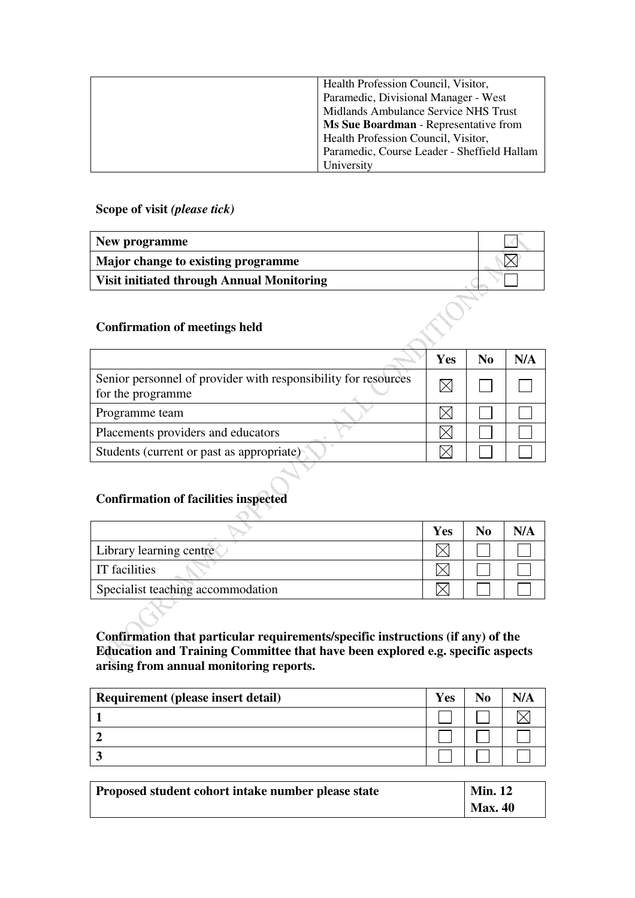| | |
|---|---|
| | Health Profession Council, Visitor, Paramedic, Divisional Manager - West Midlands Ambulance Service NHS Trust<br>**Ms Sue Boardman** - Representative from Health Profession Council, Visitor, Paramedic, Course Leader - Sheffield Hallam University |

**Scope of visit** ***(please tick)***

| | |
|---|---|
| **New programme** | ☐ |
| **Major change to existing programme** | ☒ |
| **Visit initiated through Annual Monitoring** | ☐ |

**Confirmation of meetings held**

| | Yes | No | N/A |
|---|---|---|---|
| Senior personnel of provider with responsibility for resources for the programme | ☒ | ☐ | ☐ |
| Programme team | ☒ | ☐ | ☐ |
| Placements providers and educators | ☒ | ☐ | ☐ |
| Students (current or past as appropriate) | ☒ | ☐ | ☐ |

**Confirmation of facilities inspected**

| | Yes | No | N/A |
|---|---|---|---|
| Library learning centre | ☒ | ☐ | ☐ |
| IT facilities | ☒ | ☐ | ☐ |
| Specialist teaching accommodation | ☒ | ☐ | ☐ |

**Confirmation that particular requirements/specific instructions (if any) of the Education and Training Committee that have been explored e.g. specific aspects arising from annual monitoring reports.**

| Requirement (please insert detail) | Yes | No | N/A |
|---|---|---|---|
| **1** | ☐ | ☐ | ☒ |
| **2** | ☐ | ☐ | ☐ |
| **3** | ☐ | ☐ | ☐ |

| | |
|---|---|
| **Proposed student cohort intake number please state** | **Min. 12**<br>**Max. 40** |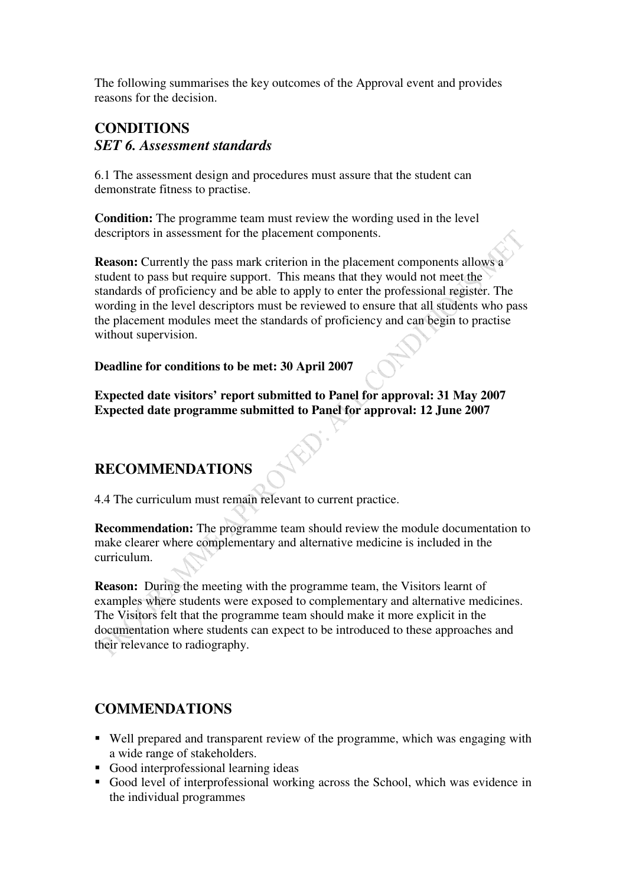The following summarises the key outcomes of the Approval event and provides reasons for the decision.

## CONDITIONS

### *SET 6. Assessment standards*

6.1 The assessment design and procedures must assure that the student can demonstrate fitness to practise.

**Condition:** The programme team must review the wording used in the level descriptors in assessment for the placement components.

**Reason:** Currently the pass mark criterion in the placement components allows a student to pass but require support. This means that they would not meet the standards of proficiency and be able to apply to enter the professional register. The wording in the level descriptors must be reviewed to ensure that all students who pass the placement modules meet the standards of proficiency and can begin to practise without supervision.

**Deadline for conditions to be met: 30 April 2007**

**Expected date visitors' report submitted to Panel for approval: 31 May 2007**
**Expected date programme submitted to Panel for approval: 12 June 2007**

## RECOMMENDATIONS

4.4 The curriculum must remain relevant to current practice.

**Recommendation:** The programme team should review the module documentation to make clearer where complementary and alternative medicine is included in the curriculum.

**Reason:** During the meeting with the programme team, the Visitors learnt of examples where students were exposed to complementary and alternative medicines. The Visitors felt that the programme team should make it more explicit in the documentation where students can expect to be introduced to these approaches and their relevance to radiography.

## COMMENDATIONS

- Well prepared and transparent review of the programme, which was engaging with a wide range of stakeholders.
- Good interprofessional learning ideas
- Good level of interprofessional working across the School, which was evidence in the individual programmes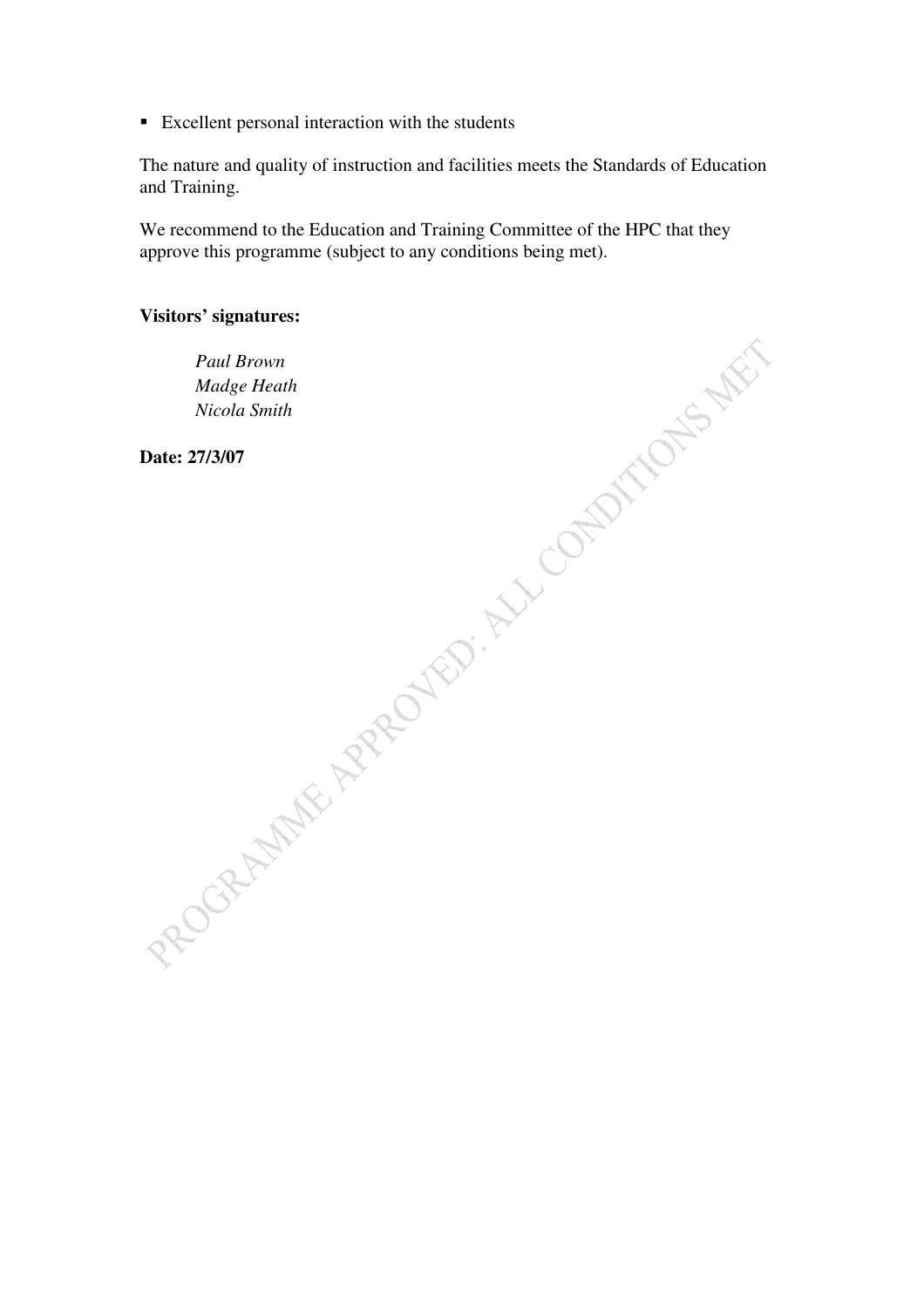- Excellent personal interaction with the students

The nature and quality of instruction and facilities meets the Standards of Education and Training.

We recommend to the Education and Training Committee of the HPC that they approve this programme (subject to any conditions being met).

**Visitors' signatures:**

*Paul Brown*
*Madge Heath*
*Nicola Smith*

**Date: 27/3/07**

PROGRAMME APPROVED: ALL CONDITIONS MET